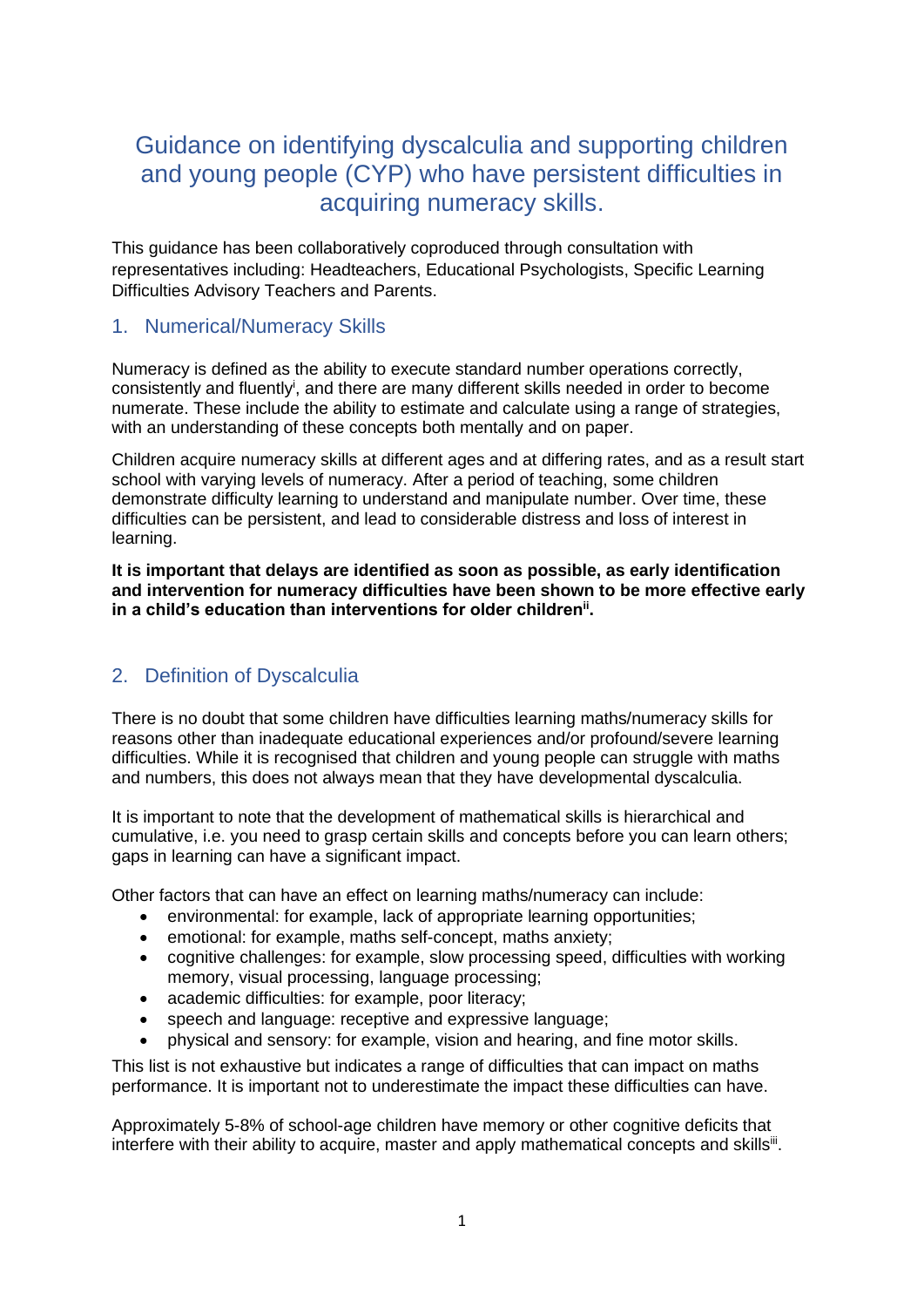# Guidance on identifying dyscalculia and supporting children and young people (CYP) who have persistent difficulties in acquiring numeracy skills.

This guidance has been collaboratively coproduced through consultation with representatives including: Headteachers, Educational Psychologists, Specific Learning Difficulties Advisory Teachers and Parents.

## 1. Numerical/Numeracy Skills

Numeracy is defined as the ability to execute standard number operations correctly, consistently and fluently[i], and there are many different skills needed in order to become numerate. These include the ability to estimate and calculate using a range of strategies, with an understanding of these concepts both mentally and on paper.

Children acquire numeracy skills at different ages and at differing rates, and as a result start school with varying levels of numeracy. After a period of teaching, some children demonstrate difficulty learning to understand and manipulate number. Over time, these difficulties can be persistent, and lead to considerable distress and loss of interest in learning.

**It is important that delays are identified as soon as possible, as early identification and intervention for numeracy difficulties have been shown to be more effective early in a child's education than interventions for older children[ii].**

## 2. Definition of Dyscalculia

There is no doubt that some children have difficulties learning maths/numeracy skills for reasons other than inadequate educational experiences and/or profound/severe learning difficulties. While it is recognised that children and young people can struggle with maths and numbers, this does not always mean that they have developmental dyscalculia.

It is important to note that the development of mathematical skills is hierarchical and cumulative, i.e. you need to grasp certain skills and concepts before you can learn others; gaps in learning can have a significant impact.

Other factors that can have an effect on learning maths/numeracy can include:

- environmental: for example, lack of appropriate learning opportunities;
- emotional: for example, maths self-concept, maths anxiety;
- cognitive challenges: for example, slow processing speed, difficulties with working memory, visual processing, language processing;
- academic difficulties: for example, poor literacy;
- speech and language: receptive and expressive language;
- physical and sensory: for example, vision and hearing, and fine motor skills.

This list is not exhaustive but indicates a range of difficulties that can impact on maths performance. It is important not to underestimate the impact these difficulties can have.

Approximately 5-8% of school-age children have memory or other cognitive deficits that interfere with their ability to acquire, master and apply mathematical concepts and skills[iii].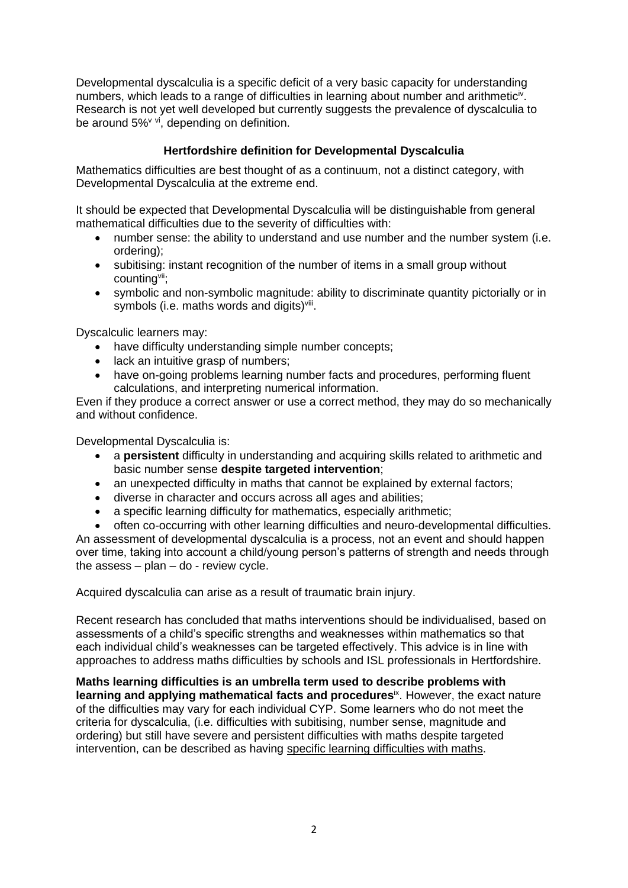Developmental dyscalculia is a specific deficit of a very basic capacity for understanding numbers, which leads to a range of difficulties in learning about number and arithmetic[iv]. Research is not yet well developed but currently suggests the prevalence of dyscalculia to be around 5%[v vi], depending on definition.

### Hertfordshire definition for Developmental Dyscalculia

Mathematics difficulties are best thought of as a continuum, not a distinct category, with Developmental Dyscalculia at the extreme end.

It should be expected that Developmental Dyscalculia will be distinguishable from general mathematical difficulties due to the severity of difficulties with:

- number sense: the ability to understand and use number and the number system (i.e. ordering);
- subitising: instant recognition of the number of items in a small group without counting[vii];
- symbolic and non-symbolic magnitude: ability to discriminate quantity pictorially or in symbols (i.e. maths words and digits)[viii].

Dyscalculic learners may:

- have difficulty understanding simple number concepts;
- lack an intuitive grasp of numbers;
- have on-going problems learning number facts and procedures, performing fluent calculations, and interpreting numerical information.

Even if they produce a correct answer or use a correct method, they may do so mechanically and without confidence.

Developmental Dyscalculia is:

- a **persistent** difficulty in understanding and acquiring skills related to arithmetic and basic number sense **despite targeted intervention**;
- an unexpected difficulty in maths that cannot be explained by external factors;
- diverse in character and occurs across all ages and abilities;
- a specific learning difficulty for mathematics, especially arithmetic;
- often co-occurring with other learning difficulties and neuro-developmental difficulties.

An assessment of developmental dyscalculia is a process, not an event and should happen over time, taking into account a child/young person's patterns of strength and needs through the assess – plan – do - review cycle.

Acquired dyscalculia can arise as a result of traumatic brain injury.

Recent research has concluded that maths interventions should be individualised, based on assessments of a child's specific strengths and weaknesses within mathematics so that each individual child's weaknesses can be targeted effectively. This advice is in line with approaches to address maths difficulties by schools and ISL professionals in Hertfordshire.

**Maths learning difficulties is an umbrella term used to describe problems with learning and applying mathematical facts and procedures**[ix]. However, the exact nature of the difficulties may vary for each individual CYP. Some learners who do not meet the criteria for dyscalculia, (i.e. difficulties with subitising, number sense, magnitude and ordering) but still have severe and persistent difficulties with maths despite targeted intervention, can be described as having specific learning difficulties with maths.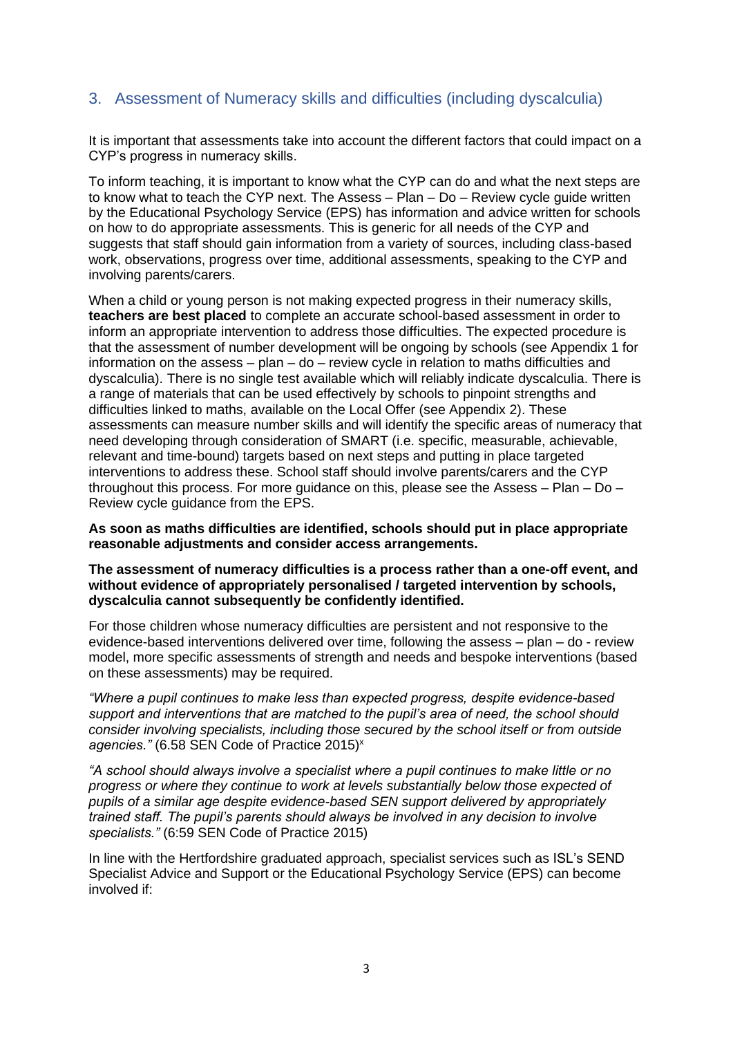## 3. Assessment of Numeracy skills and difficulties (including dyscalculia)

It is important that assessments take into account the different factors that could impact on a CYP's progress in numeracy skills.

To inform teaching, it is important to know what the CYP can do and what the next steps are to know what to teach the CYP next. The Assess – Plan – Do – Review cycle guide written by the Educational Psychology Service (EPS) has information and advice written for schools on how to do appropriate assessments. This is generic for all needs of the CYP and suggests that staff should gain information from a variety of sources, including class-based work, observations, progress over time, additional assessments, speaking to the CYP and involving parents/carers.

When a child or young person is not making expected progress in their numeracy skills, **teachers are best placed** to complete an accurate school-based assessment in order to inform an appropriate intervention to address those difficulties. The expected procedure is that the assessment of number development will be ongoing by schools (see Appendix 1 for information on the assess – plan – do – review cycle in relation to maths difficulties and dyscalculia). There is no single test available which will reliably indicate dyscalculia. There is a range of materials that can be used effectively by schools to pinpoint strengths and difficulties linked to maths, available on the Local Offer (see Appendix 2). These assessments can measure number skills and will identify the specific areas of numeracy that need developing through consideration of SMART (i.e. specific, measurable, achievable, relevant and time-bound) targets based on next steps and putting in place targeted interventions to address these. School staff should involve parents/carers and the CYP throughout this process. For more guidance on this, please see the Assess – Plan – Do – Review cycle guidance from the EPS.

**As soon as maths difficulties are identified, schools should put in place appropriate reasonable adjustments and consider access arrangements.**

**The assessment of numeracy difficulties is a process rather than a one-off event, and without evidence of appropriately personalised / targeted intervention by schools, dyscalculia cannot subsequently be confidently identified.**

For those children whose numeracy difficulties are persistent and not responsive to the evidence-based interventions delivered over time, following the assess – plan – do - review model, more specific assessments of strength and needs and bespoke interventions (based on these assessments) may be required.

*"Where a pupil continues to make less than expected progress, despite evidence-based support and interventions that are matched to the pupil's area of need, the school should consider involving specialists, including those secured by the school itself or from outside agencies."* (6.58 SEN Code of Practice 2015)[x]

*"A school should always involve a specialist where a pupil continues to make little or no progress or where they continue to work at levels substantially below those expected of pupils of a similar age despite evidence-based SEN support delivered by appropriately trained staff. The pupil's parents should always be involved in any decision to involve specialists."* (6:59 SEN Code of Practice 2015)

In line with the Hertfordshire graduated approach, specialist services such as ISL's SEND Specialist Advice and Support or the Educational Psychology Service (EPS) can become involved if: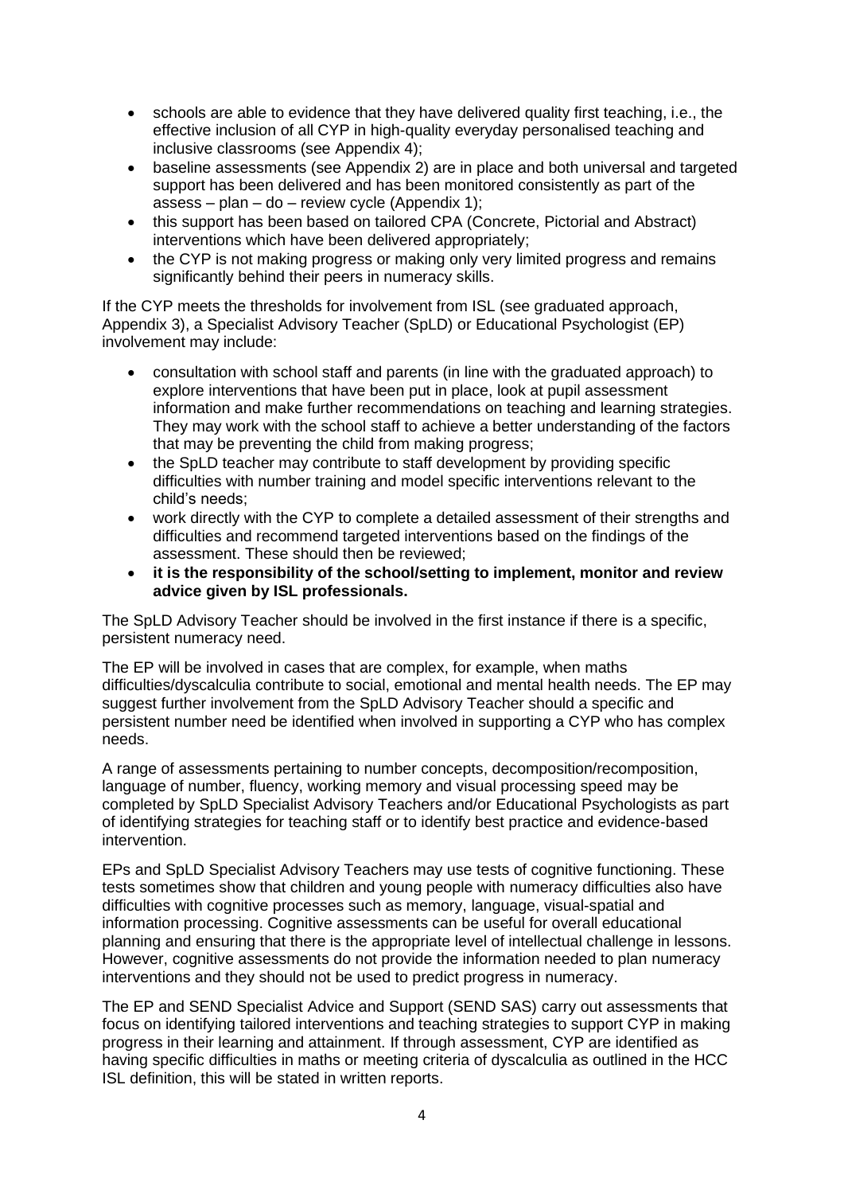- schools are able to evidence that they have delivered quality first teaching, i.e., the effective inclusion of all CYP in high-quality everyday personalised teaching and inclusive classrooms (see Appendix 4);
- baseline assessments (see Appendix 2) are in place and both universal and targeted support has been delivered and has been monitored consistently as part of the assess – plan – do – review cycle (Appendix 1);
- this support has been based on tailored CPA (Concrete, Pictorial and Abstract) interventions which have been delivered appropriately;
- the CYP is not making progress or making only very limited progress and remains significantly behind their peers in numeracy skills.

If the CYP meets the thresholds for involvement from ISL (see graduated approach, Appendix 3), a Specialist Advisory Teacher (SpLD) or Educational Psychologist (EP) involvement may include:

- consultation with school staff and parents (in line with the graduated approach) to explore interventions that have been put in place, look at pupil assessment information and make further recommendations on teaching and learning strategies. They may work with the school staff to achieve a better understanding of the factors that may be preventing the child from making progress;
- the SpLD teacher may contribute to staff development by providing specific difficulties with number training and model specific interventions relevant to the child's needs;
- work directly with the CYP to complete a detailed assessment of their strengths and difficulties and recommend targeted interventions based on the findings of the assessment. These should then be reviewed;
- **it is the responsibility of the school/setting to implement, monitor and review advice given by ISL professionals.**

The SpLD Advisory Teacher should be involved in the first instance if there is a specific, persistent numeracy need.

The EP will be involved in cases that are complex, for example, when maths difficulties/dyscalculia contribute to social, emotional and mental health needs. The EP may suggest further involvement from the SpLD Advisory Teacher should a specific and persistent number need be identified when involved in supporting a CYP who has complex needs.

A range of assessments pertaining to number concepts, decomposition/recomposition, language of number, fluency, working memory and visual processing speed may be completed by SpLD Specialist Advisory Teachers and/or Educational Psychologists as part of identifying strategies for teaching staff or to identify best practice and evidence-based intervention.

EPs and SpLD Specialist Advisory Teachers may use tests of cognitive functioning. These tests sometimes show that children and young people with numeracy difficulties also have difficulties with cognitive processes such as memory, language, visual-spatial and information processing. Cognitive assessments can be useful for overall educational planning and ensuring that there is the appropriate level of intellectual challenge in lessons. However, cognitive assessments do not provide the information needed to plan numeracy interventions and they should not be used to predict progress in numeracy.

The EP and SEND Specialist Advice and Support (SEND SAS) carry out assessments that focus on identifying tailored interventions and teaching strategies to support CYP in making progress in their learning and attainment. If through assessment, CYP are identified as having specific difficulties in maths or meeting criteria of dyscalculia as outlined in the HCC ISL definition, this will be stated in written reports.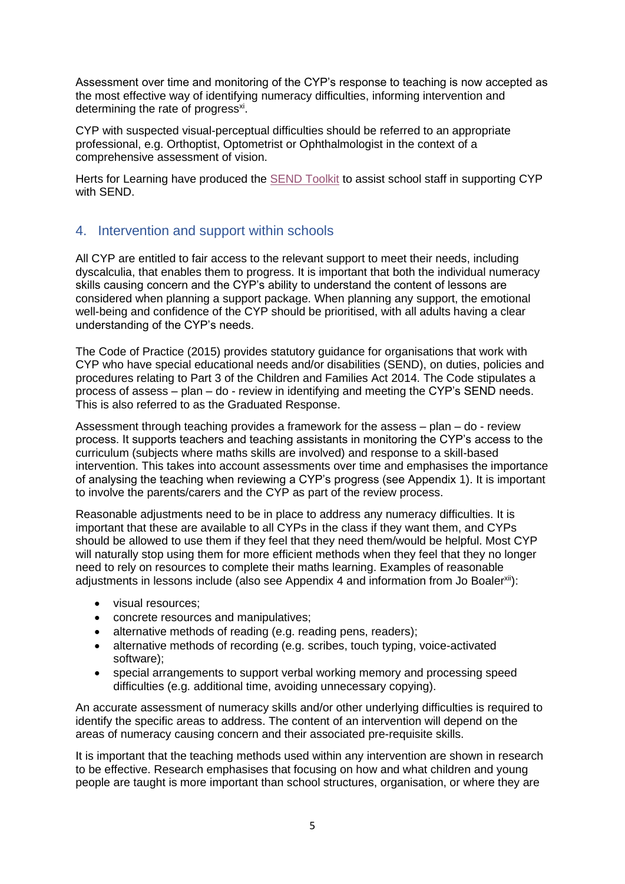Assessment over time and monitoring of the CYP's response to teaching is now accepted as the most effective way of identifying numeracy difficulties, informing intervention and determining the rate of progress[xi].

CYP with suspected visual-perceptual difficulties should be referred to an appropriate professional, e.g. Orthoptist, Optometrist or Ophthalmologist in the context of a comprehensive assessment of vision.

Herts for Learning have produced the SEND Toolkit to assist school staff in supporting CYP with SEND.

## 4. Intervention and support within schools

All CYP are entitled to fair access to the relevant support to meet their needs, including dyscalculia, that enables them to progress. It is important that both the individual numeracy skills causing concern and the CYP's ability to understand the content of lessons are considered when planning a support package. When planning any support, the emotional well-being and confidence of the CYP should be prioritised, with all adults having a clear understanding of the CYP's needs.

The Code of Practice (2015) provides statutory guidance for organisations that work with CYP who have special educational needs and/or disabilities (SEND), on duties, policies and procedures relating to Part 3 of the Children and Families Act 2014. The Code stipulates a process of assess – plan – do - review in identifying and meeting the CYP's SEND needs. This is also referred to as the Graduated Response.

Assessment through teaching provides a framework for the assess – plan – do - review process. It supports teachers and teaching assistants in monitoring the CYP's access to the curriculum (subjects where maths skills are involved) and response to a skill-based intervention. This takes into account assessments over time and emphasises the importance of analysing the teaching when reviewing a CYP's progress (see Appendix 1). It is important to involve the parents/carers and the CYP as part of the review process.

Reasonable adjustments need to be in place to address any numeracy difficulties. It is important that these are available to all CYPs in the class if they want them, and CYPs should be allowed to use them if they feel that they need them/would be helpful. Most CYP will naturally stop using them for more efficient methods when they feel that they no longer need to rely on resources to complete their maths learning. Examples of reasonable adjustments in lessons include (also see Appendix 4 and information from Jo Boaler[xii]):

- visual resources;
- concrete resources and manipulatives;
- alternative methods of reading (e.g. reading pens, readers);
- alternative methods of recording (e.g. scribes, touch typing, voice-activated software);
- special arrangements to support verbal working memory and processing speed difficulties (e.g. additional time, avoiding unnecessary copying).

An accurate assessment of numeracy skills and/or other underlying difficulties is required to identify the specific areas to address. The content of an intervention will depend on the areas of numeracy causing concern and their associated pre-requisite skills.

It is important that the teaching methods used within any intervention are shown in research to be effective. Research emphasises that focusing on how and what children and young people are taught is more important than school structures, organisation, or where they are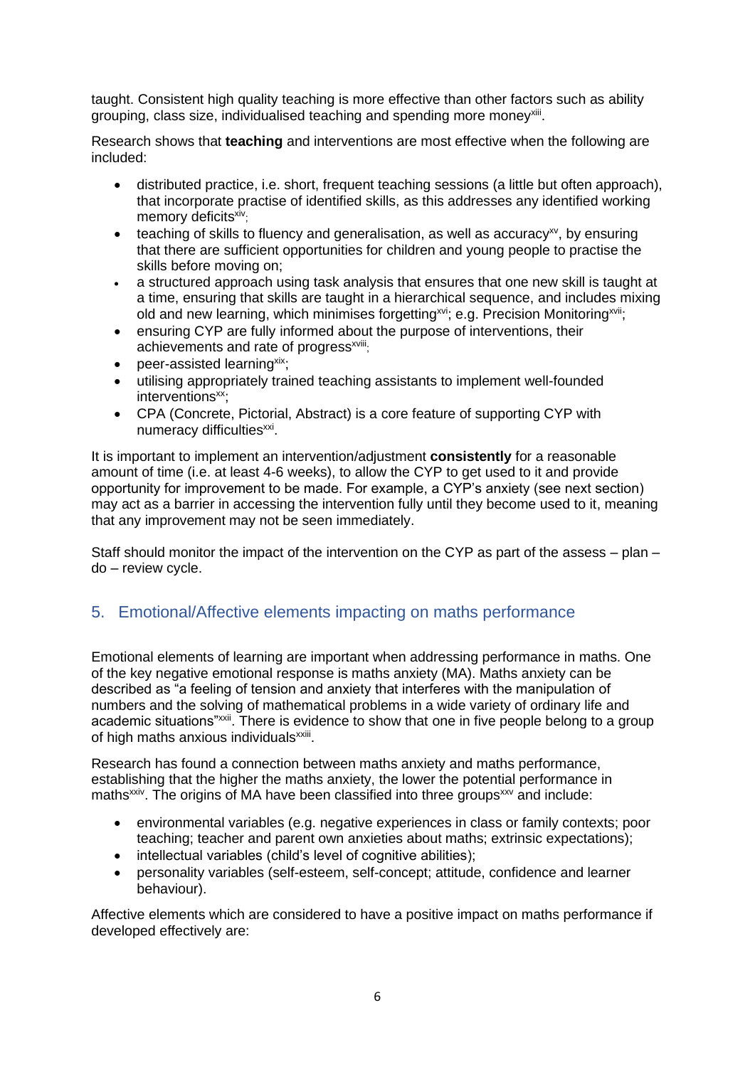taught. Consistent high quality teaching is more effective than other factors such as ability grouping, class size, individualised teaching and spending more money[xiii].

Research shows that **teaching** and interventions are most effective when the following are included:

- distributed practice, i.e. short, frequent teaching sessions (a little but often approach), that incorporate practise of identified skills, as this addresses any identified working memory deficits[xiv];
- teaching of skills to fluency and generalisation, as well as accuracy[xv], by ensuring that there are sufficient opportunities for children and young people to practise the skills before moving on;
- a structured approach using task analysis that ensures that one new skill is taught at a time, ensuring that skills are taught in a hierarchical sequence, and includes mixing old and new learning, which minimises forgetting[xvi]; e.g. Precision Monitoring[xvii];
- ensuring CYP are fully informed about the purpose of interventions, their achievements and rate of progress[xviii];
- peer-assisted learning[xix];
- utilising appropriately trained teaching assistants to implement well-founded interventions[xx];
- CPA (Concrete, Pictorial, Abstract) is a core feature of supporting CYP with numeracy difficulties[xxi].

It is important to implement an intervention/adjustment **consistently** for a reasonable amount of time (i.e. at least 4-6 weeks), to allow the CYP to get used to it and provide opportunity for improvement to be made. For example, a CYP's anxiety (see next section) may act as a barrier in accessing the intervention fully until they become used to it, meaning that any improvement may not be seen immediately.

Staff should monitor the impact of the intervention on the CYP as part of the assess – plan – do – review cycle.

## 5. Emotional/Affective elements impacting on maths performance

Emotional elements of learning are important when addressing performance in maths. One of the key negative emotional response is maths anxiety (MA). Maths anxiety can be described as "a feeling of tension and anxiety that interferes with the manipulation of numbers and the solving of mathematical problems in a wide variety of ordinary life and academic situations"[xxii]. There is evidence to show that one in five people belong to a group of high maths anxious individuals[xxiii].

Research has found a connection between maths anxiety and maths performance, establishing that the higher the maths anxiety, the lower the potential performance in maths[xxiv]. The origins of MA have been classified into three groups[xxv] and include:

- environmental variables (e.g. negative experiences in class or family contexts; poor teaching; teacher and parent own anxieties about maths; extrinsic expectations);
- intellectual variables (child's level of cognitive abilities);
- personality variables (self-esteem, self-concept; attitude, confidence and learner behaviour).

Affective elements which are considered to have a positive impact on maths performance if developed effectively are: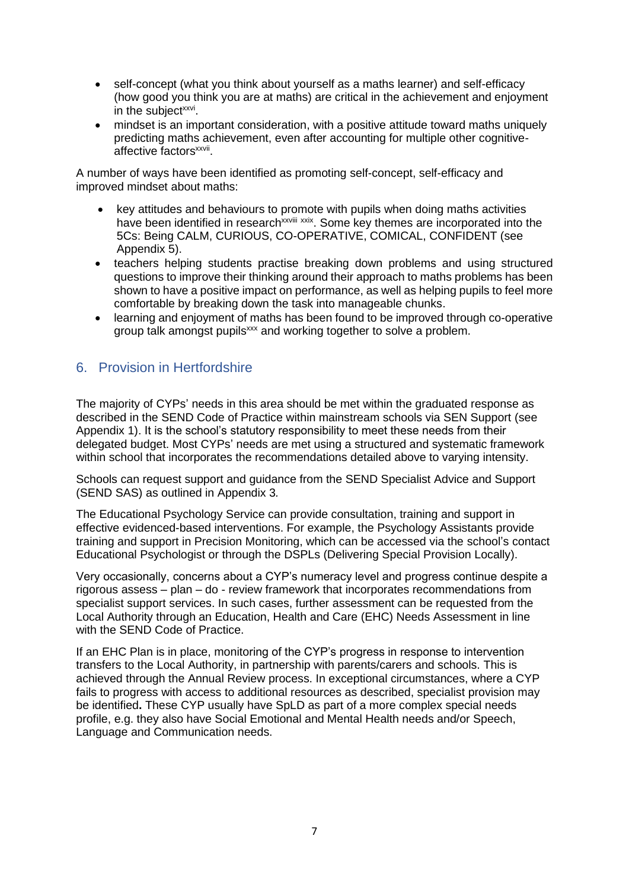- self-concept (what you think about yourself as a maths learner) and self-efficacy (how good you think you are at maths) are critical in the achievement and enjoyment in the subject[xxvi].
- mindset is an important consideration, with a positive attitude toward maths uniquely predicting maths achievement, even after accounting for multiple other cognitive-affective factors[xxvii].

A number of ways have been identified as promoting self-concept, self-efficacy and improved mindset about maths:

- key attitudes and behaviours to promote with pupils when doing maths activities have been identified in research[xxviii] [xxix]. Some key themes are incorporated into the 5Cs: Being CALM, CURIOUS, CO-OPERATIVE, COMICAL, CONFIDENT (see Appendix 5).
- teachers helping students practise breaking down problems and using structured questions to improve their thinking around their approach to maths problems has been shown to have a positive impact on performance, as well as helping pupils to feel more comfortable by breaking down the task into manageable chunks.
- learning and enjoyment of maths has been found to be improved through co-operative group talk amongst pupils[xxx] and working together to solve a problem.

## 6. Provision in Hertfordshire

The majority of CYPs' needs in this area should be met within the graduated response as described in the SEND Code of Practice within mainstream schools via SEN Support (see Appendix 1). It is the school's statutory responsibility to meet these needs from their delegated budget. Most CYPs' needs are met using a structured and systematic framework within school that incorporates the recommendations detailed above to varying intensity.

Schools can request support and guidance from the SEND Specialist Advice and Support (SEND SAS) as outlined in Appendix 3.

The Educational Psychology Service can provide consultation, training and support in effective evidenced-based interventions. For example, the Psychology Assistants provide training and support in Precision Monitoring, which can be accessed via the school's contact Educational Psychologist or through the DSPLs (Delivering Special Provision Locally).

Very occasionally, concerns about a CYP's numeracy level and progress continue despite a rigorous assess – plan – do - review framework that incorporates recommendations from specialist support services. In such cases, further assessment can be requested from the Local Authority through an Education, Health and Care (EHC) Needs Assessment in line with the SEND Code of Practice.

If an EHC Plan is in place, monitoring of the CYP's progress in response to intervention transfers to the Local Authority, in partnership with parents/carers and schools. This is achieved through the Annual Review process. In exceptional circumstances, where a CYP fails to progress with access to additional resources as described, specialist provision may be identified**.** These CYP usually have SpLD as part of a more complex special needs profile, e.g. they also have Social Emotional and Mental Health needs and/or Speech, Language and Communication needs.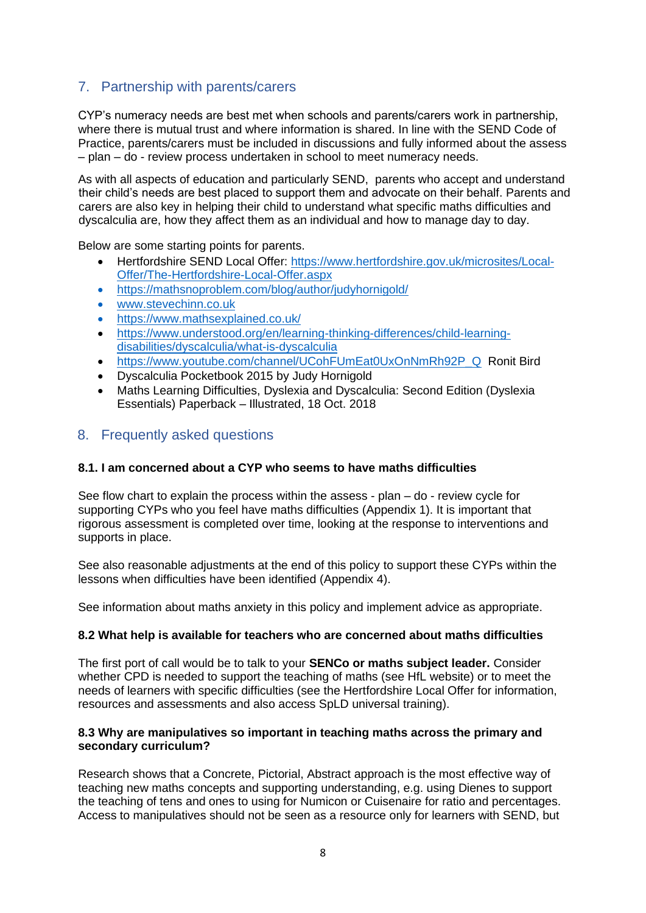## 7. Partnership with parents/carers

CYP's numeracy needs are best met when schools and parents/carers work in partnership, where there is mutual trust and where information is shared. In line with the SEND Code of Practice, parents/carers must be included in discussions and fully informed about the assess – plan – do - review process undertaken in school to meet numeracy needs.

As with all aspects of education and particularly SEND, parents who accept and understand their child's needs are best placed to support them and advocate on their behalf. Parents and carers are also key in helping their child to understand what specific maths difficulties and dyscalculia are, how they affect them as an individual and how to manage day to day.

Below are some starting points for parents.

- Hertfordshire SEND Local Offer: https://www.hertfordshire.gov.uk/microsites/Local-Offer/The-Hertfordshire-Local-Offer.aspx
- https://mathsnoproblem.com/blog/author/judyhornigold/
- www.stevechinn.co.uk
- https://www.mathsexplained.co.uk/
- https://www.understood.org/en/learning-thinking-differences/child-learning-disabilities/dyscalculia/what-is-dyscalculia
- https://www.youtube.com/channel/UCohFUmEat0UxOnNmRh92P_Q Ronit Bird
- Dyscalculia Pocketbook 2015 by Judy Hornigold
- Maths Learning Difficulties, Dyslexia and Dyscalculia: Second Edition (Dyslexia Essentials) Paperback – Illustrated, 18 Oct. 2018

## 8. Frequently asked questions

**8.1. I am concerned about a CYP who seems to have maths difficulties**

See flow chart to explain the process within the assess - plan – do - review cycle for supporting CYPs who you feel have maths difficulties (Appendix 1). It is important that rigorous assessment is completed over time, looking at the response to interventions and supports in place.

See also reasonable adjustments at the end of this policy to support these CYPs within the lessons when difficulties have been identified (Appendix 4).

See information about maths anxiety in this policy and implement advice as appropriate.

**8.2 What help is available for teachers who are concerned about maths difficulties**

The first port of call would be to talk to your **SENCo or maths subject leader.** Consider whether CPD is needed to support the teaching of maths (see HfL website) or to meet the needs of learners with specific difficulties (see the Hertfordshire Local Offer for information, resources and assessments and also access SpLD universal training).

**8.3 Why are manipulatives so important in teaching maths across the primary and secondary curriculum?**

Research shows that a Concrete, Pictorial, Abstract approach is the most effective way of teaching new maths concepts and supporting understanding, e.g. using Dienes to support the teaching of tens and ones to using for Numicon or Cuisenaire for ratio and percentages. Access to manipulatives should not be seen as a resource only for learners with SEND, but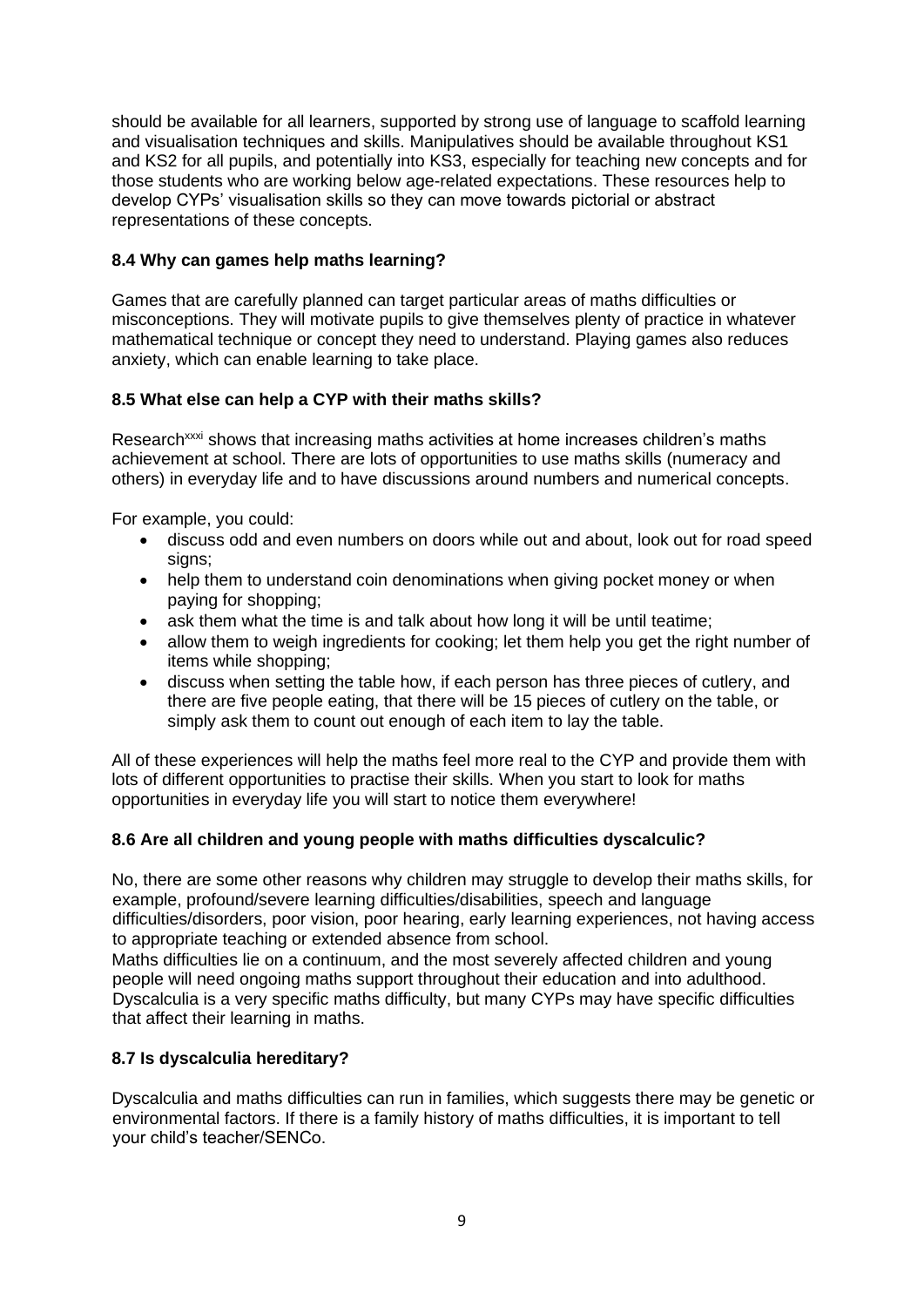should be available for all learners, supported by strong use of language to scaffold learning and visualisation techniques and skills. Manipulatives should be available throughout KS1 and KS2 for all pupils, and potentially into KS3, especially for teaching new concepts and for those students who are working below age-related expectations. These resources help to develop CYPs' visualisation skills so they can move towards pictorial or abstract representations of these concepts.

### 8.4 Why can games help maths learning?

Games that are carefully planned can target particular areas of maths difficulties or misconceptions. They will motivate pupils to give themselves plenty of practice in whatever mathematical technique or concept they need to understand. Playing games also reduces anxiety, which can enable learning to take place.

### 8.5 What else can help a CYP with their maths skills?

Research[xxxi] shows that increasing maths activities at home increases children's maths achievement at school. There are lots of opportunities to use maths skills (numeracy and others) in everyday life and to have discussions around numbers and numerical concepts.

For example, you could:

- discuss odd and even numbers on doors while out and about, look out for road speed signs;
- help them to understand coin denominations when giving pocket money or when paying for shopping;
- ask them what the time is and talk about how long it will be until teatime;
- allow them to weigh ingredients for cooking; let them help you get the right number of items while shopping;
- discuss when setting the table how, if each person has three pieces of cutlery, and there are five people eating, that there will be 15 pieces of cutlery on the table, or simply ask them to count out enough of each item to lay the table.

All of these experiences will help the maths feel more real to the CYP and provide them with lots of different opportunities to practise their skills. When you start to look for maths opportunities in everyday life you will start to notice them everywhere!

### 8.6 Are all children and young people with maths difficulties dyscalculic?

No, there are some other reasons why children may struggle to develop their maths skills, for example, profound/severe learning difficulties/disabilities, speech and language difficulties/disorders, poor vision, poor hearing, early learning experiences, not having access to appropriate teaching or extended absence from school.

Maths difficulties lie on a continuum, and the most severely affected children and young people will need ongoing maths support throughout their education and into adulthood. Dyscalculia is a very specific maths difficulty, but many CYPs may have specific difficulties that affect their learning in maths.

### 8.7 Is dyscalculia hereditary?

Dyscalculia and maths difficulties can run in families, which suggests there may be genetic or environmental factors. If there is a family history of maths difficulties, it is important to tell your child's teacher/SENCo.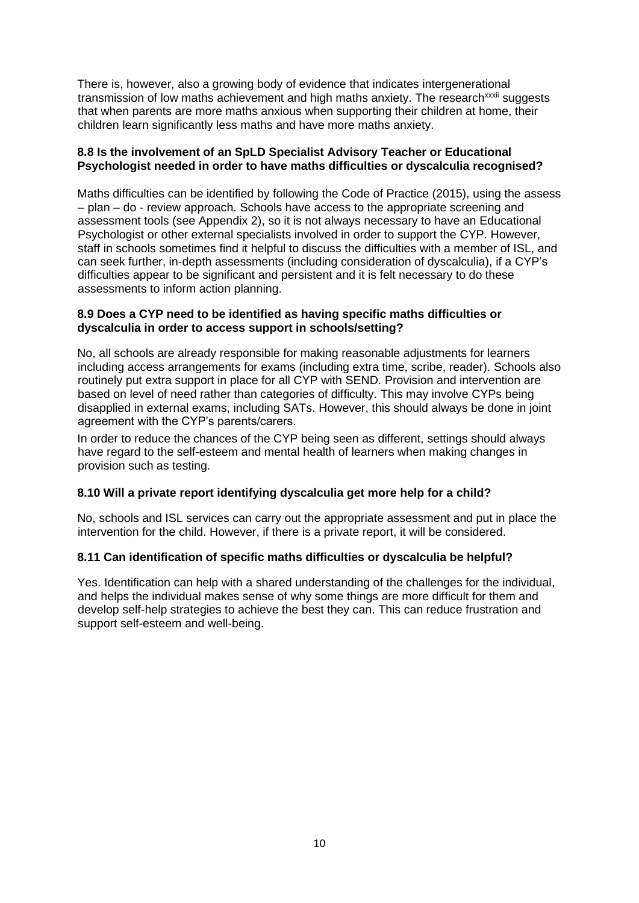There is, however, also a growing body of evidence that indicates intergenerational transmission of low maths achievement and high maths anxiety. The research[xxxii] suggests that when parents are more maths anxious when supporting their children at home, their children learn significantly less maths and have more maths anxiety.

### 8.8 Is the involvement of an SpLD Specialist Advisory Teacher or Educational Psychologist needed in order to have maths difficulties or dyscalculia recognised?

Maths difficulties can be identified by following the Code of Practice (2015), using the assess – plan – do - review approach. Schools have access to the appropriate screening and assessment tools (see Appendix 2), so it is not always necessary to have an Educational Psychologist or other external specialists involved in order to support the CYP. However, staff in schools sometimes find it helpful to discuss the difficulties with a member of ISL, and can seek further, in-depth assessments (including consideration of dyscalculia), if a CYP's difficulties appear to be significant and persistent and it is felt necessary to do these assessments to inform action planning.

### 8.9 Does a CYP need to be identified as having specific maths difficulties or dyscalculia in order to access support in schools/setting?

No, all schools are already responsible for making reasonable adjustments for learners including access arrangements for exams (including extra time, scribe, reader). Schools also routinely put extra support in place for all CYP with SEND. Provision and intervention are based on level of need rather than categories of difficulty. This may involve CYPs being disapplied in external exams, including SATs. However, this should always be done in joint agreement with the CYP's parents/carers.

In order to reduce the chances of the CYP being seen as different, settings should always have regard to the self-esteem and mental health of learners when making changes in provision such as testing.

### 8.10 Will a private report identifying dyscalculia get more help for a child?

No, schools and ISL services can carry out the appropriate assessment and put in place the intervention for the child. However, if there is a private report, it will be considered.

### 8.11 Can identification of specific maths difficulties or dyscalculia be helpful?

Yes. Identification can help with a shared understanding of the challenges for the individual, and helps the individual makes sense of why some things are more difficult for them and develop self-help strategies to achieve the best they can. This can reduce frustration and support self-esteem and well-being.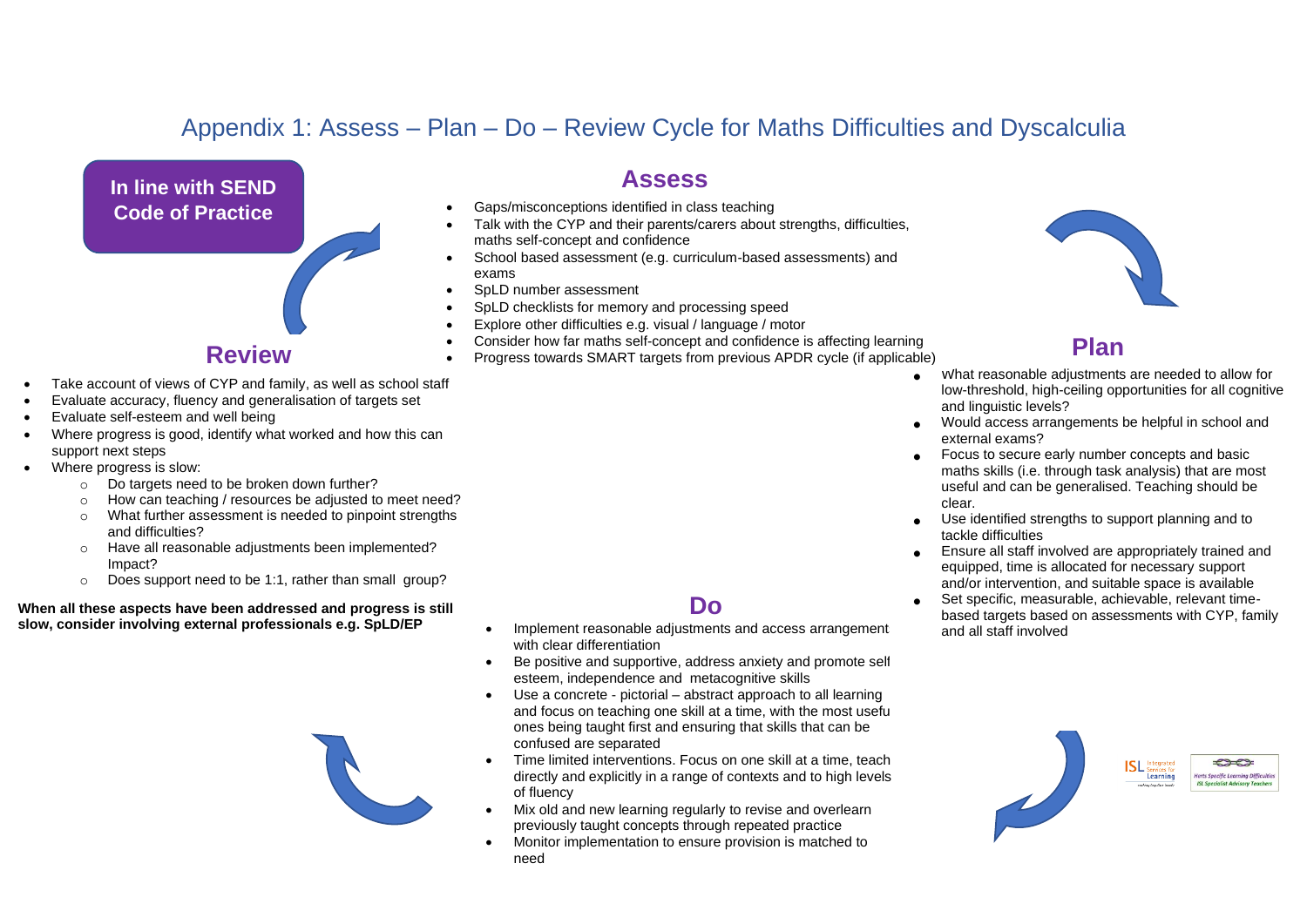# Appendix 1: Assess – Plan – Do – Review Cycle for Maths Difficulties and Dyscalculia

**In line with SEND Code of Practice**

## Assess

- Gaps/misconceptions identified in class teaching
- Talk with the CYP and their parents/carers about strengths, difficulties, maths self-concept and confidence
- School based assessment (e.g. curriculum-based assessments) and exams
- SpLD number assessment
- SpLD checklists for memory and processing speed
- Explore other difficulties e.g. visual / language / motor
- Consider how far maths self-concept and confidence is affecting learning
- Progress towards SMART targets from previous APDR cycle (if applicable)

## Plan

- What reasonable adjustments are needed to allow for low-threshold, high-ceiling opportunities for all cognitive and linguistic levels?
- Would access arrangements be helpful in school and external exams?
- Focus to secure early number concepts and basic maths skills (i.e. through task analysis) that are most useful and can be generalised. Teaching should be clear.
- Use identified strengths to support planning and to tackle difficulties
- Ensure all staff involved are appropriately trained and equipped, time is allocated for necessary support and/or intervention, and suitable space is available
- Set specific, measurable, achievable, relevant time-based targets based on assessments with CYP, family and all staff involved

## Do

- Implement reasonable adjustments and access arrangement with clear differentiation
- Be positive and supportive, address anxiety and promote self esteem, independence and metacognitive skills
- Use a concrete - pictorial – abstract approach to all learning and focus on teaching one skill at a time, with the most useful ones being taught first and ensuring that skills that can be confused are separated
- Time limited interventions. Focus on one skill at a time, teach directly and explicitly in a range of contexts and to high levels of fluency
- Mix old and new learning regularly to revise and overlearn previously taught concepts through repeated practice
- Monitor implementation to ensure provision is matched to need

## Review

- Take account of views of CYP and family, as well as school staff
- Evaluate accuracy, fluency and generalisation of targets set
- Evaluate self-esteem and well being
- Where progress is good, identify what worked and how this can support next steps
- Where progress is slow:
  - Do targets need to be broken down further?
  - How can teaching / resources be adjusted to meet need?
  - What further assessment is needed to pinpoint strengths and difficulties?
  - Have all reasonable adjustments been implemented? Impact?
  - Does support need to be 1:1, rather than small group?

**When all these aspects have been addressed and progress is still slow, consider involving external professionals e.g. SpLD/EP**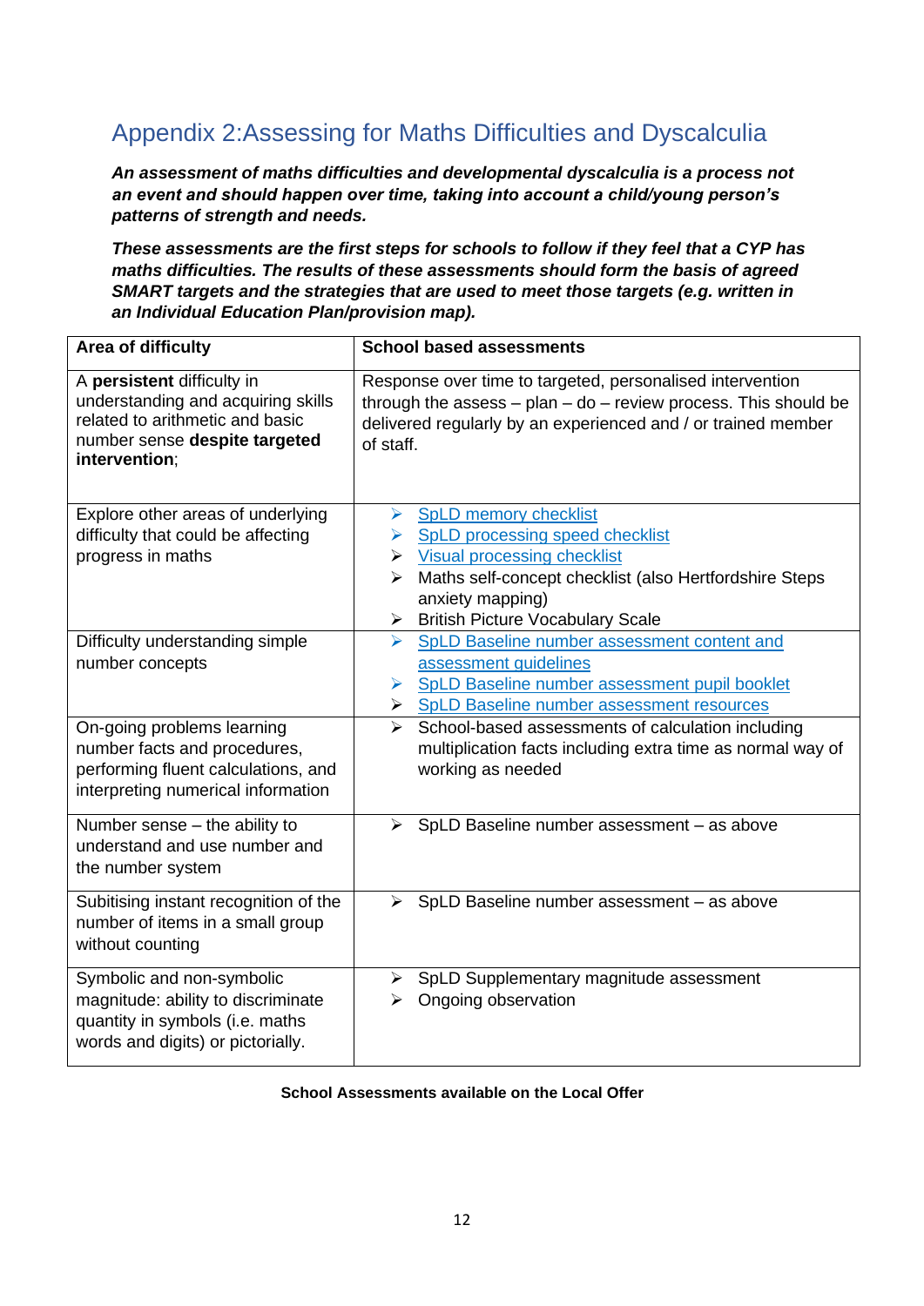## Appendix 2:Assessing for Maths Difficulties and Dyscalculia

***An assessment of maths difficulties and developmental dyscalculia is a process not an event and should happen over time, taking into account a child/young person's patterns of strength and needs.***

***These assessments are the first steps for schools to follow if they feel that a CYP has maths difficulties. The results of these assessments should form the basis of agreed SMART targets and the strategies that are used to meet those targets (e.g. written in an Individual Education Plan/provision map).***

| **Area of difficulty** | **School based assessments** |
|---|---|
| A **persistent** difficulty in understanding and acquiring skills related to arithmetic and basic number sense **despite targeted intervention**; | Response over time to targeted, personalised intervention through the assess – plan – do – review process. This should be delivered regularly by an experienced and / or trained member of staff. |
| Explore other areas of underlying difficulty that could be affecting progress in maths | ➢ SpLD memory checklist<br>➢ SpLD processing speed checklist<br>➢ Visual processing checklist<br>➢ Maths self-concept checklist (also Hertfordshire Steps anxiety mapping)<br>➢ British Picture Vocabulary Scale |
| Difficulty understanding simple number concepts | ➢ SpLD Baseline number assessment content and assessment guidelines<br>➢ SpLD Baseline number assessment pupil booklet<br>➢ SpLD Baseline number assessment resources |
| On-going problems learning number facts and procedures, performing fluent calculations, and interpreting numerical information | ➢ School-based assessments of calculation including multiplication facts including extra time as normal way of working as needed |
| Number sense – the ability to understand and use number and the number system | ➢ SpLD Baseline number assessment – as above |
| Subitising instant recognition of the number of items in a small group without counting | ➢ SpLD Baseline number assessment – as above |
| Symbolic and non-symbolic magnitude: ability to discriminate quantity in symbols (i.e. maths words and digits) or pictorially. | ➢ SpLD Supplementary magnitude assessment<br>➢ Ongoing observation |

**School Assessments available on the Local Offer**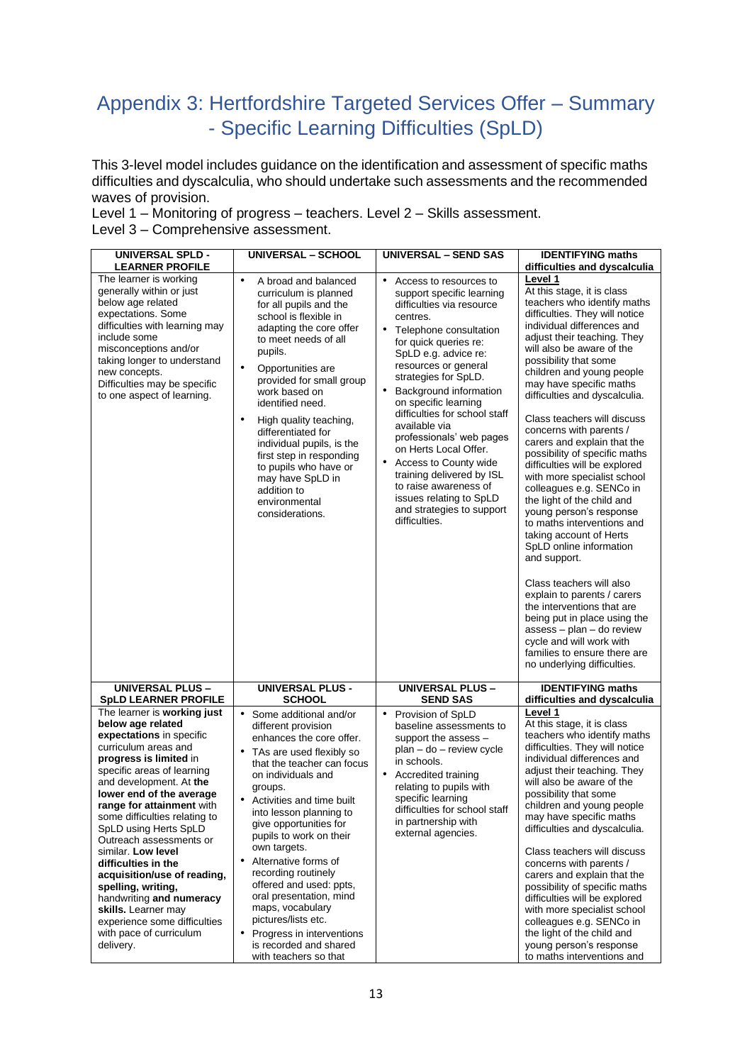# Appendix 3: Hertfordshire Targeted Services Offer – Summary - Specific Learning Difficulties (SpLD)

This 3-level model includes guidance on the identification and assessment of specific maths difficulties and dyscalculia, who should undertake such assessments and the recommended waves of provision.
Level 1 – Monitoring of progress – teachers. Level 2 – Skills assessment.
Level 3 – Comprehensive assessment.

| UNIVERSAL SPLD - LEARNER PROFILE | UNIVERSAL – SCHOOL | UNIVERSAL – SEND SAS | IDENTIFYING maths difficulties and dyscalculia |
|---|---|---|---|
| The learner is working generally within or just below age related expectations. Some difficulties with learning may include some misconceptions and/or taking longer to understand new concepts. Difficulties may be specific to one aspect of learning. | • A broad and balanced curriculum is planned for all pupils and the school is flexible in adapting the core offer to meet needs of all pupils. <br> • Opportunities are provided for small group work based on identified need. <br> • High quality teaching, differentiated for individual pupils, is the first step in responding to pupils who have or may have SpLD in addition to environmental considerations. | • Access to resources to support specific learning difficulties via resource centres. <br> • Telephone consultation for quick queries re: SpLD e.g. advice re: resources or general strategies for SpLD. <br> • Background information on specific learning difficulties for school staff available via professionals' web pages on Herts Local Offer. <br> • Access to County wide training delivered by ISL to raise awareness of issues relating to SpLD and strategies to support difficulties. | **Level 1** <br> At this stage, it is class teachers who identify maths difficulties. They will notice individual differences and adjust their teaching. They will also be aware of the possibility that some children and young people may have specific maths difficulties and dyscalculia. <br><br> Class teachers will discuss concerns with parents / carers and explain that the possibility of specific maths difficulties will be explored with more specialist school colleagues e.g. SENCo in the light of the child and young person's response to maths interventions and taking account of Herts SpLD online information and support. <br><br> Class teachers will also explain to parents / carers the interventions that are being put in place using the assess – plan – do review cycle and will work with families to ensure there are no underlying difficulties. |
| **UNIVERSAL PLUS – SpLD LEARNER PROFILE** | **UNIVERSAL PLUS - SCHOOL** | **UNIVERSAL PLUS – SEND SAS** | **IDENTIFYING maths difficulties and dyscalculia** |
| The learner is **working just below age related expectations** in specific curriculum areas and **progress is limited** in specific areas of learning and development. At **the lower end of the average range for attainment** with some difficulties relating to SpLD using Herts SpLD Outreach assessments or similar. **Low level difficulties in the acquisition/use of reading, spelling, writing,** handwriting **and numeracy skills.** Learner may experience some difficulties with pace of curriculum delivery. | • Some additional and/or different provision enhances the core offer. <br> • TAs are used flexibly so that the teacher can focus on individuals and groups. <br> • Activities and time built into lesson planning to give opportunities for pupils to work on their own targets. <br> • Alternative forms of recording routinely offered and used: ppts, oral presentation, mind maps, vocabulary pictures/lists etc. <br> • Progress in interventions is recorded and shared with teachers so that | • Provision of SpLD baseline assessments to support the assess – plan – do – review cycle in schools. <br> • Accredited training relating to pupils with specific learning difficulties for school staff in partnership with external agencies. | **Level 1** <br> At this stage, it is class teachers who identify maths difficulties. They will notice individual differences and adjust their teaching. They will also be aware of the possibility that some children and young people may have specific maths difficulties and dyscalculia. <br><br> Class teachers will discuss concerns with parents / carers and explain that the possibility of specific maths difficulties will be explored with more specialist school colleagues e.g. SENCo in the light of the child and young person's response to maths interventions and |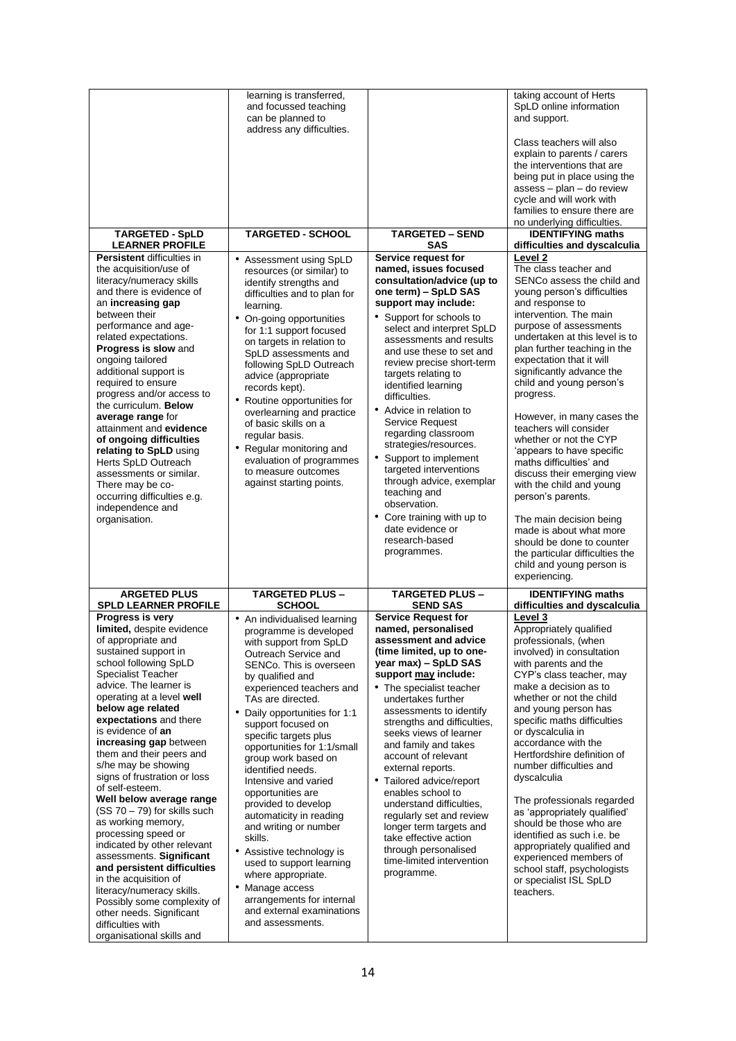| | | | |
|---|---|---|---|
| | learning is transferred, and focussed teaching can be planned to address any difficulties. | | taking account of Herts SpLD online information and support.<br><br>Class teachers will also explain to parents / carers the interventions that are being put in place using the assess – plan – do review cycle and will work with families to ensure there are no underlying difficulties. |
| **TARGETED - SpLD LEARNER PROFILE** | **TARGETED - SCHOOL** | **TARGETED – SEND SAS** | **IDENTIFYING maths difficulties and dyscalculia** |
| **Persistent** difficulties in the acquisition/use of literacy/numeracy skills and there is evidence of an **increasing gap** between their performance and age-related expectations. **Progress is slow** and ongoing tailored additional support is required to ensure progress and/or access to the curriculum. **Below average range** for attainment and **evidence of ongoing difficulties relating to SpLD** using Herts SpLD Outreach assessments or similar. There may be co-occurring difficulties e.g. independence and organisation. | • Assessment using SpLD resources (or similar) to identify strengths and difficulties and to plan for learning.<br>• On-going opportunities for 1:1 support focused on targets in relation to SpLD assessments and following SpLD Outreach advice (appropriate records kept).<br>• Routine opportunities for overlearning and practice of basic skills on a regular basis.<br>• Regular monitoring and evaluation of programmes to measure outcomes against starting points. | **Service request for named, issues focused consultation/advice (up to one term) – SpLD SAS support may include:**<br>• Support for schools to select and interpret SpLD assessments and results and use these to set and review precise short-term targets relating to identified learning difficulties.<br>• Advice in relation to Service Request regarding classroom strategies/resources.<br>• Support to implement targeted interventions through advice, exemplar teaching and observation.<br>• Core training with up to date evidence or research-based programmes. | <u>**Level 2**</u><br>The class teacher and SENCo assess the child and young person's difficulties and response to intervention. The main purpose of assessments undertaken at this level is to plan further teaching in the expectation that it will significantly advance the child and young person's progress.<br><br>However, in many cases the teachers will consider whether or not the CYP 'appears to have specific maths difficulties' and discuss their emerging view with the child and young person's parents.<br><br>The main decision being made is about what more should be done to counter the particular difficulties the child and young person is experiencing. |
| **ARGETED PLUS SPLD LEARNER PROFILE** | **TARGETED PLUS – SCHOOL** | **TARGETED PLUS – SEND SAS** | **IDENTIFYING maths difficulties and dyscalculia** |
| **Progress is very limited,** despite evidence of appropriate and sustained support in school following SpLD Specialist Teacher advice. The learner is operating at a level **well below age related expectations** and there is evidence of **an increasing gap** between them and their peers and s/he may be showing signs of frustration or loss of self-esteem.<br>**Well below average range** (SS 70 – 79) for skills such as working memory, processing speed or indicated by other relevant assessments. **Significant and persistent difficulties** in the acquisition of literacy/numeracy skills. Possibly some complexity of other needs. Significant difficulties with organisational skills and | • An individualised learning programme is developed with support from SpLD Outreach Service and SENCo. This is overseen by qualified and experienced teachers and TAs are directed.<br>• Daily opportunities for 1:1 support focused on specific targets plus opportunities for 1:1/small group work based on identified needs. Intensive and varied opportunities are provided to develop automaticity in reading and writing or number skills.<br>• Assistive technology is used to support learning where appropriate.<br>• Manage access arrangements for internal and external examinations and assessments. | **Service Request for named, personalised assessment and advice (time limited, up to one-year max) – SpLD SAS support <u>may</u> include:**<br>• The specialist teacher undertakes further assessments to identify strengths and difficulties, seeks views of learner and family and takes account of relevant external reports.<br>• Tailored advice/report enables school to understand difficulties, regularly set and review longer term targets and take effective action through personalised time-limited intervention programme. | <u>**Level 3**</u><br>Appropriately qualified professionals, (when involved) in consultation with parents and the CYP's class teacher, may make a decision as to whether or not the child and young person has specific maths difficulties or dyscalculia in accordance with the Hertfordshire definition of number difficulties and dyscalculia<br><br>The professionals regarded as 'appropriately qualified' should be those who are identified as such i.e. be appropriately qualified and experienced members of school staff, psychologists or specialist ISL SpLD teachers. |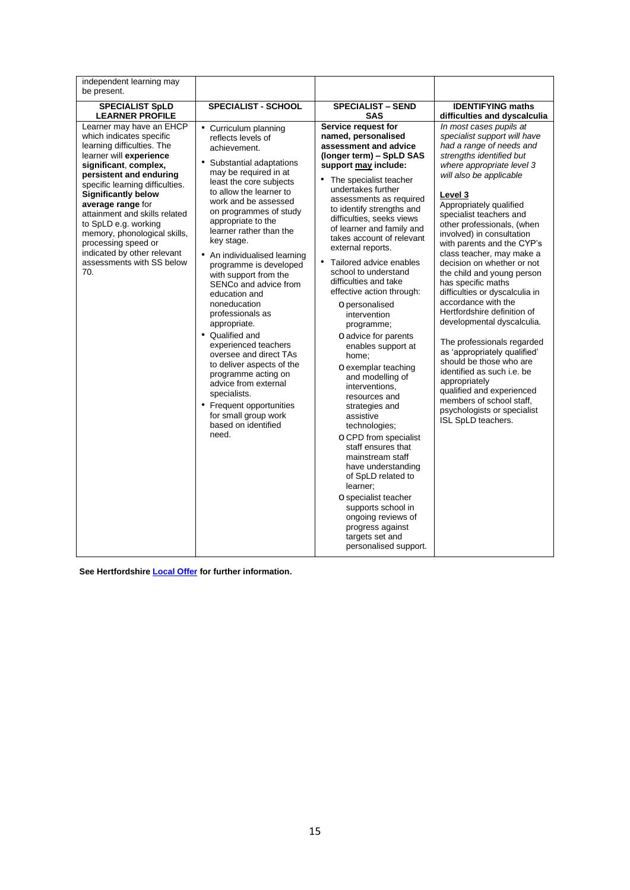| independent learning may be present. | | | |
|---|---|---|---|
| **SPECIALIST SpLD LEARNER PROFILE** | **SPECIALIST - SCHOOL** | **SPECIALIST – SEND SAS** | **IDENTIFYING maths difficulties and dyscalculia** |
| Learner may have an EHCP which indicates specific learning difficulties. The learner will **experience significant**, **complex, persistent and enduring** specific learning difficulties. **Significantly below average range** for attainment and skills related to SpLD e.g. working memory, phonological skills, processing speed or indicated by other relevant assessments with SS below 70. | • Curriculum planning reflects levels of achievement.<br>• Substantial adaptations may be required in at least the core subjects to allow the learner to work and be assessed on programmes of study appropriate to the learner rather than the key stage.<br>• An individualised learning programme is developed with support from the SENCo and advice from education and noneducation professionals as appropriate.<br>• Qualified and experienced teachers oversee and direct TAs to deliver aspects of the programme acting on advice from external specialists.<br>• Frequent opportunities for small group work based on identified need. | **Service request for named, personalised assessment and advice (longer term) – SpLD SAS support <u>may</u> include:**<br>• The specialist teacher undertakes further assessments as required to identify strengths and difficulties, seeks views of learner and family and takes account of relevant external reports.<br>• Tailored advice enables school to understand difficulties and take effective action through:<br>o personalised intervention programme;<br>o advice for parents enables support at home;<br>o exemplar teaching and modelling of interventions, resources and strategies and assistive technologies;<br>o CPD from specialist staff ensures that mainstream staff have understanding of SpLD related to learner;<br>o specialist teacher supports school in ongoing reviews of progress against targets set and personalised support. | *In most cases pupils at specialist support will have had a range of needs and strengths identified but where appropriate level 3 will also be applicable*<br><br>**<u>Level 3</u>**<br>Appropriately qualified specialist teachers and other professionals, (when involved) in consultation with parents and the CYP's class teacher, may make a decision on whether or not the child and young person has specific maths difficulties or dyscalculia in accordance with the Hertfordshire definition of developmental dyscalculia.<br><br>The professionals regarded as 'appropriately qualified' should be those who are identified as such i.e. be appropriately qualified and experienced members of school staff, psychologists or specialist ISL SpLD teachers. |

**See Hertfordshire [Local Offer] for further information.**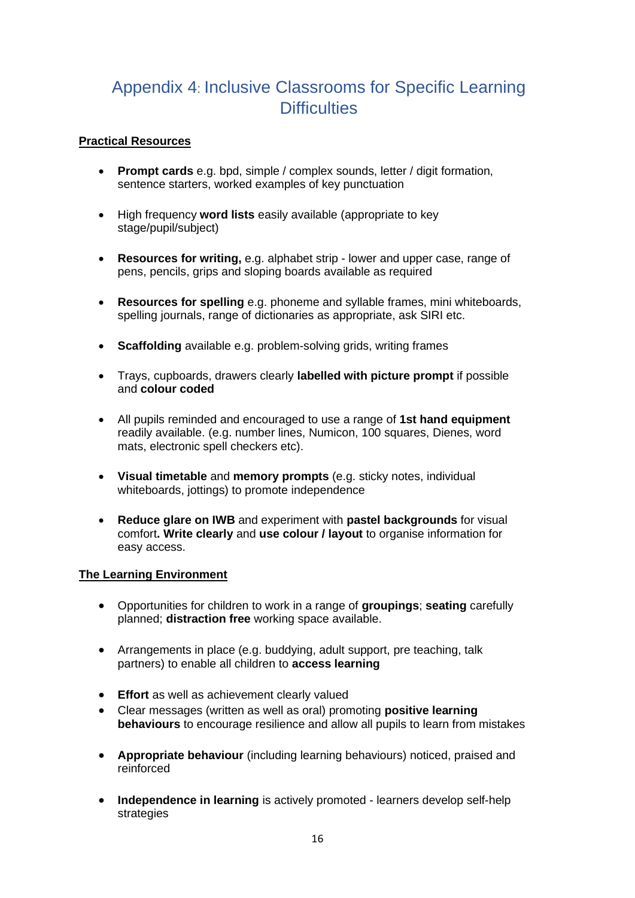# Appendix 4: Inclusive Classrooms for Specific Learning Difficulties

**Practical Resources**

- **Prompt cards** e.g. bpd, simple / complex sounds, letter / digit formation, sentence starters, worked examples of key punctuation

- High frequency **word lists** easily available (appropriate to key stage/pupil/subject)

- **Resources for writing,** e.g. alphabet strip - lower and upper case, range of pens, pencils, grips and sloping boards available as required

- **Resources for spelling** e.g. phoneme and syllable frames, mini whiteboards, spelling journals, range of dictionaries as appropriate, ask SIRI etc.

- **Scaffolding** available e.g. problem-solving grids, writing frames

- Trays, cupboards, drawers clearly **labelled with picture prompt** if possible and **colour coded**

- All pupils reminded and encouraged to use a range of **1st hand equipment** readily available. (e.g. number lines, Numicon, 100 squares, Dienes, word mats, electronic spell checkers etc).

- **Visual timetable** and **memory prompts** (e.g. sticky notes, individual whiteboards, jottings) to promote independence

- **Reduce glare on IWB** and experiment with **pastel backgrounds** for visual comfort**. Write clearly** and **use colour / layout** to organise information for easy access.

**The Learning Environment**

- Opportunities for children to work in a range of **groupings**; **seating** carefully planned; **distraction free** working space available.

- Arrangements in place (e.g. buddying, adult support, pre teaching, talk partners) to enable all children to **access learning**

- **Effort** as well as achievement clearly valued
- Clear messages (written as well as oral) promoting **positive learning behaviours** to encourage resilience and allow all pupils to learn from mistakes

- **Appropriate behaviour** (including learning behaviours) noticed, praised and reinforced

- **Independence in learning** is actively promoted - learners develop self-help strategies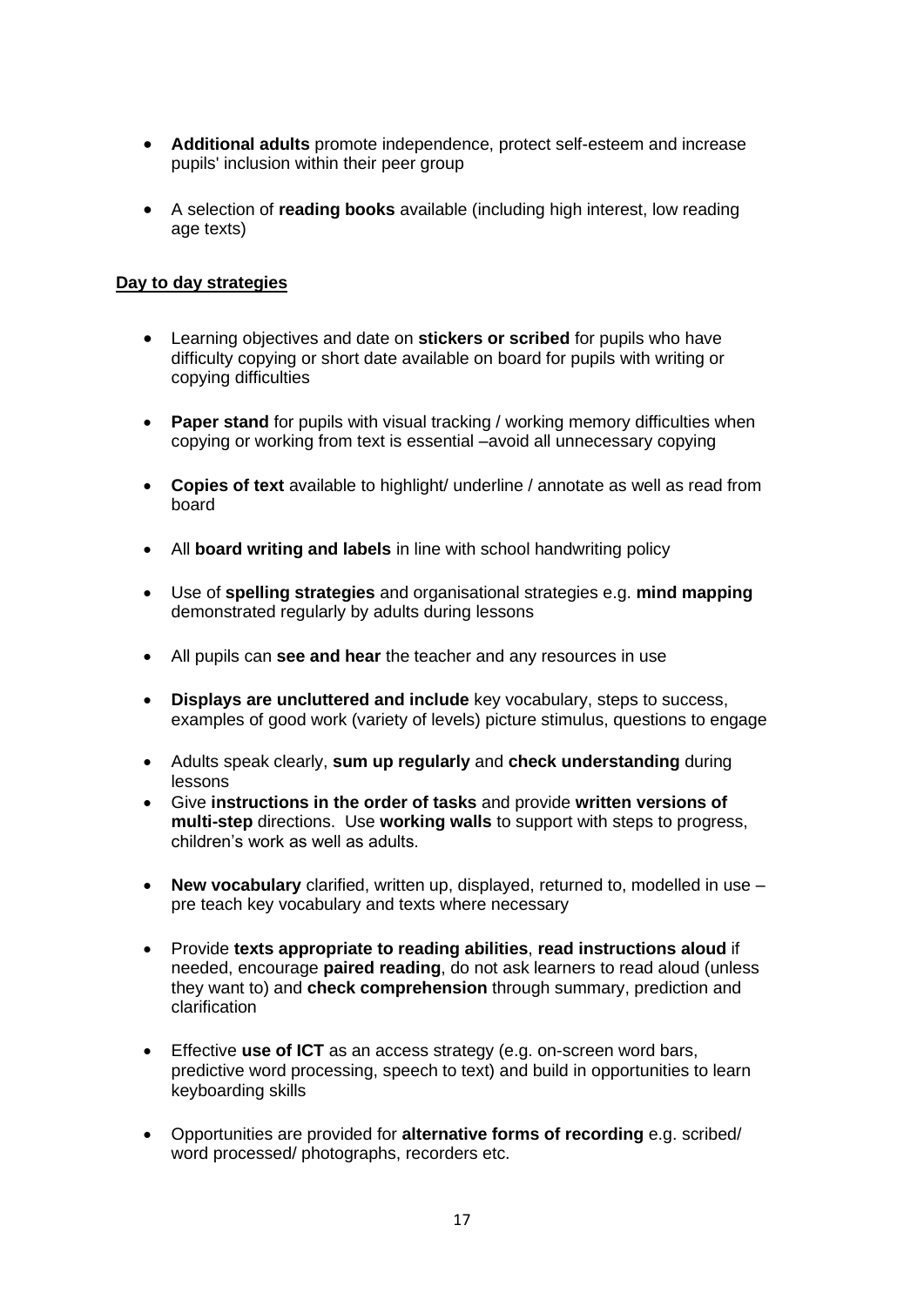- **Additional adults** promote independence, protect self-esteem and increase pupils' inclusion within their peer group

- A selection of **reading books** available (including high interest, low reading age texts)

**Day to day strategies**

- Learning objectives and date on **stickers or scribed** for pupils who have difficulty copying or short date available on board for pupils with writing or copying difficulties

- **Paper stand** for pupils with visual tracking / working memory difficulties when copying or working from text is essential –avoid all unnecessary copying

- **Copies of text** available to highlight/ underline / annotate as well as read from board

- All **board writing and labels** in line with school handwriting policy

- Use of **spelling strategies** and organisational strategies e.g. **mind mapping** demonstrated regularly by adults during lessons

- All pupils can **see and hear** the teacher and any resources in use

- **Displays are uncluttered and include** key vocabulary, steps to success, examples of good work (variety of levels) picture stimulus, questions to engage

- Adults speak clearly, **sum up regularly** and **check understanding** during lessons
- Give **instructions in the order of tasks** and provide **written versions of multi-step** directions. Use **working walls** to support with steps to progress, children's work as well as adults.

- **New vocabulary** clarified, written up, displayed, returned to, modelled in use – pre teach key vocabulary and texts where necessary

- Provide **texts appropriate to reading abilities**, **read instructions aloud** if needed, encourage **paired reading**, do not ask learners to read aloud (unless they want to) and **check comprehension** through summary, prediction and clarification

- Effective **use of ICT** as an access strategy (e.g. on-screen word bars, predictive word processing, speech to text) and build in opportunities to learn keyboarding skills

- Opportunities are provided for **alternative forms of recording** e.g. scribed/ word processed/ photographs, recorders etc.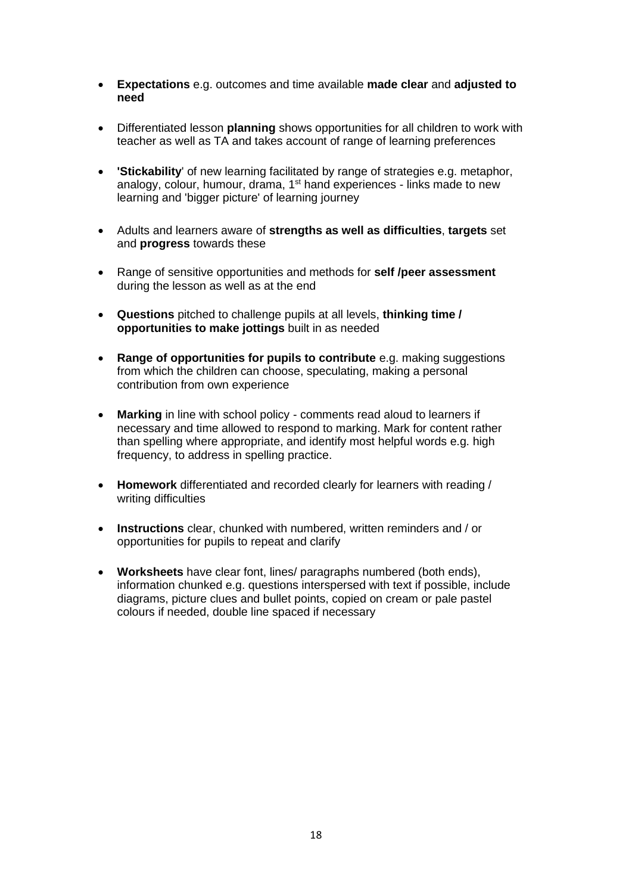- **Expectations** e.g. outcomes and time available **made clear** and **adjusted to need**

- Differentiated lesson **planning** shows opportunities for all children to work with teacher as well as TA and takes account of range of learning preferences

- **'Stickability**' of new learning facilitated by range of strategies e.g. metaphor, analogy, colour, humour, drama, 1st hand experiences - links made to new learning and 'bigger picture' of learning journey

- Adults and learners aware of **strengths as well as difficulties**, **targets** set and **progress** towards these

- Range of sensitive opportunities and methods for **self /peer assessment** during the lesson as well as at the end

- **Questions** pitched to challenge pupils at all levels, **thinking time / opportunities to make jottings** built in as needed

- **Range of opportunities for pupils to contribute** e.g. making suggestions from which the children can choose, speculating, making a personal contribution from own experience

- **Marking** in line with school policy - comments read aloud to learners if necessary and time allowed to respond to marking. Mark for content rather than spelling where appropriate, and identify most helpful words e.g. high frequency, to address in spelling practice.

- **Homework** differentiated and recorded clearly for learners with reading / writing difficulties

- **Instructions** clear, chunked with numbered, written reminders and / or opportunities for pupils to repeat and clarify

- **Worksheets** have clear font, lines/ paragraphs numbered (both ends), information chunked e.g. questions interspersed with text if possible, include diagrams, picture clues and bullet points, copied on cream or pale pastel colours if needed, double line spaced if necessary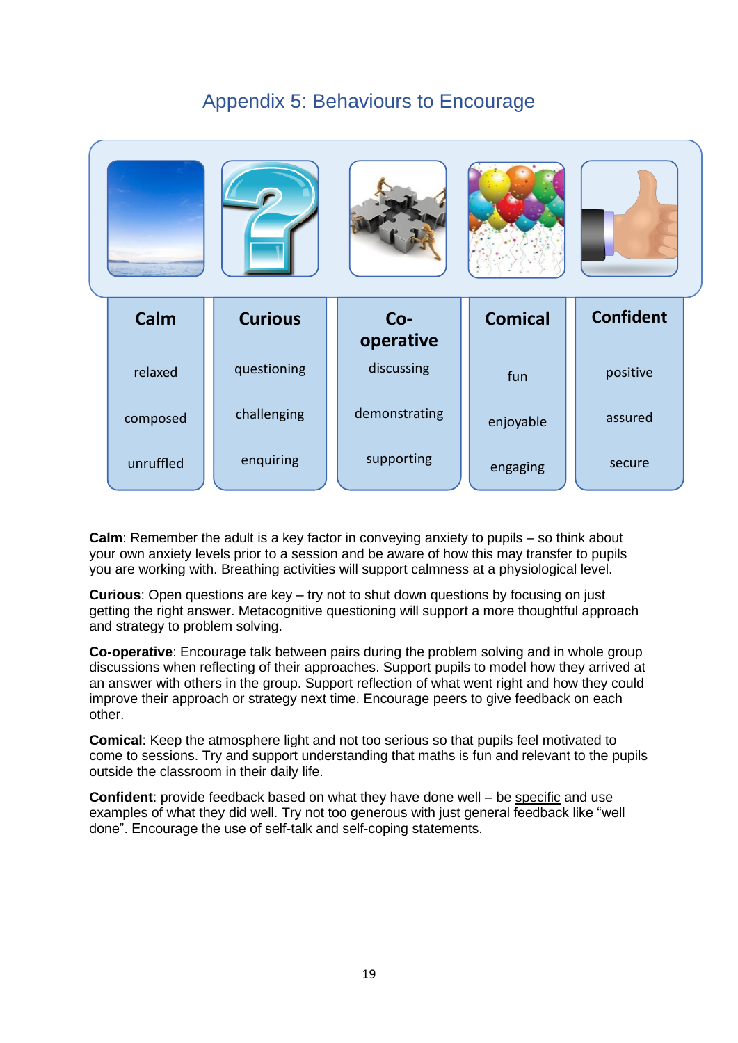# Appendix 5: Behaviours to Encourage

| Calm | Curious | Co-operative | Comical | Confident |
|---|---|---|---|---|
| relaxed | questioning | discussing | fun | positive |
| composed | challenging | demonstrating | enjoyable | assured |
| unruffled | enquiring | supporting | engaging | secure |

**Calm**: Remember the adult is a key factor in conveying anxiety to pupils – so think about your own anxiety levels prior to a session and be aware of how this may transfer to pupils you are working with. Breathing activities will support calmness at a physiological level.

**Curious**: Open questions are key – try not to shut down questions by focusing on just getting the right answer. Metacognitive questioning will support a more thoughtful approach and strategy to problem solving.

**Co-operative**: Encourage talk between pairs during the problem solving and in whole group discussions when reflecting of their approaches. Support pupils to model how they arrived at an answer with others in the group. Support reflection of what went right and how they could improve their approach or strategy next time. Encourage peers to give feedback on each other.

**Comical**: Keep the atmosphere light and not too serious so that pupils feel motivated to come to sessions. Try and support understanding that maths is fun and relevant to the pupils outside the classroom in their daily life.

**Confident**: provide feedback based on what they have done well – be specific and use examples of what they did well. Try not too generous with just general feedback like "well done". Encourage the use of self-talk and self-coping statements.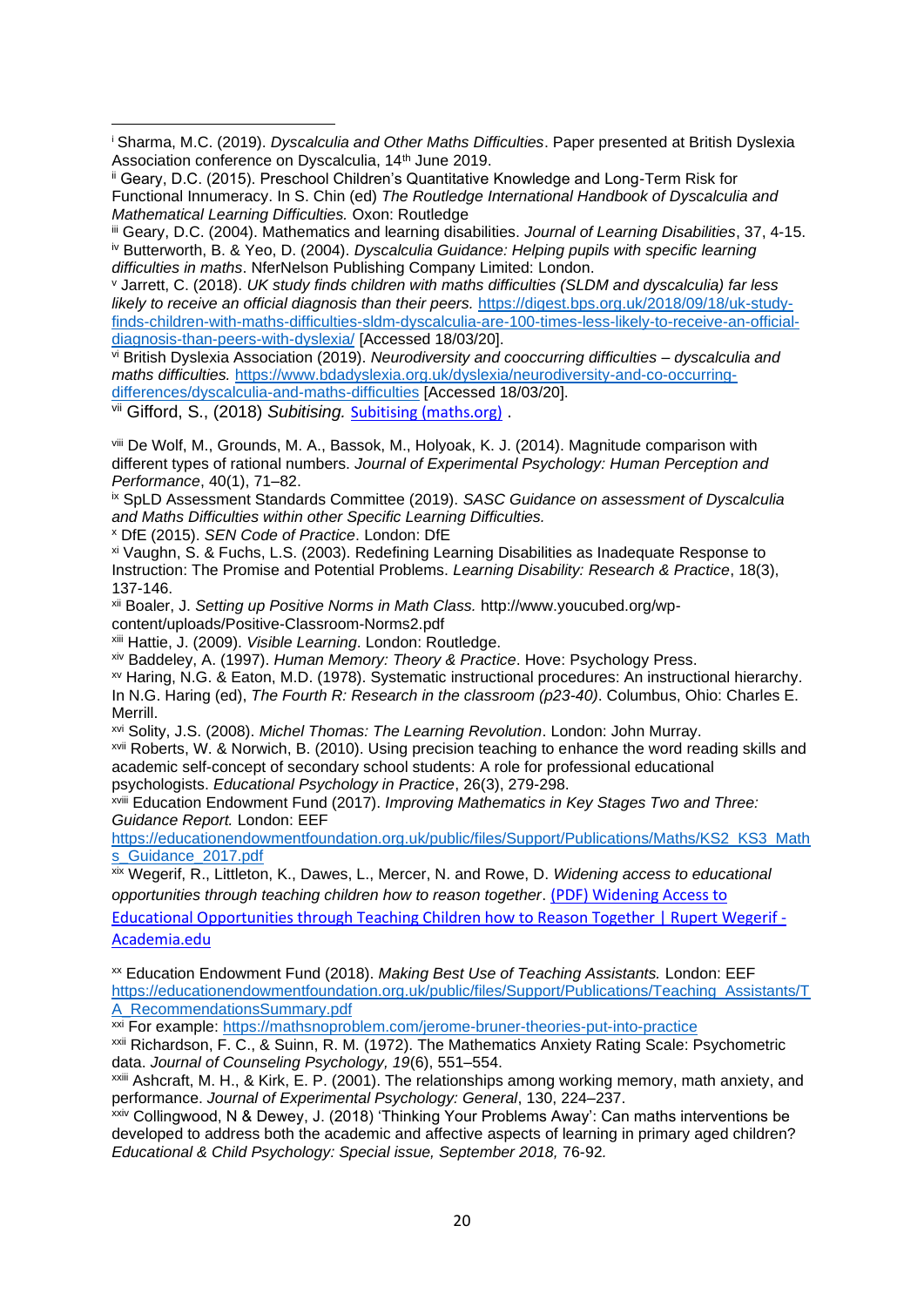[i] Sharma, M.C. (2019). *Dyscalculia and Other Maths Difficulties*. Paper presented at British Dyslexia Association conference on Dyscalculia, 14th June 2019.

[ii] Geary, D.C. (2015). Preschool Children's Quantitative Knowledge and Long-Term Risk for Functional Innumeracy. In S. Chin (ed) *The Routledge International Handbook of Dyscalculia and Mathematical Learning Difficulties.* Oxon: Routledge

[iii] Geary, D.C. (2004). Mathematics and learning disabilities. *Journal of Learning Disabilities*, 37, 4-15.

[iv] Butterworth, B. & Yeo, D. (2004). *Dyscalculia Guidance: Helping pupils with specific learning difficulties in maths*. NferNelson Publishing Company Limited: London.

[v] Jarrett, C. (2018). *UK study finds children with maths difficulties (SLDM and dyscalculia) far less likely to receive an official diagnosis than their peers.* https://digest.bps.org.uk/2018/09/18/uk-study-finds-children-with-maths-difficulties-sldm-dyscalculia-are-100-times-less-likely-to-receive-an-official-diagnosis-than-peers-with-dyslexia/ [Accessed 18/03/20].

[vi] British Dyslexia Association (2019). *Neurodiversity and cooccurring difficulties – dyscalculia and maths difficulties.* https://www.bdadyslexia.org.uk/dyslexia/neurodiversity-and-co-occurring-differences/dyscalculia-and-maths-difficulties [Accessed 18/03/20].

[vii] Gifford, S., (2018) *Subitising.* Subitising (maths.org) .

[viii] De Wolf, M., Grounds, M. A., Bassok, M., Holyoak, K. J. (2014). Magnitude comparison with different types of rational numbers. *Journal of Experimental Psychology: Human Perception and Performance*, 40(1), 71–82.

[ix] SpLD Assessment Standards Committee (2019). *SASC Guidance on assessment of Dyscalculia and Maths Difficulties within other Specific Learning Difficulties.*

[x] DfE (2015). *SEN Code of Practice*. London: DfE

[xi] Vaughn, S. & Fuchs, L.S. (2003). Redefining Learning Disabilities as Inadequate Response to Instruction: The Promise and Potential Problems. *Learning Disability: Research & Practice*, 18(3), 137-146.

[xii] Boaler, J. *Setting up Positive Norms in Math Class.* http://www.youcubed.org/wp-content/uploads/Positive-Classroom-Norms2.pdf

[xiii] Hattie, J. (2009). *Visible Learning*. London: Routledge.

[xiv] Baddeley, A. (1997). *Human Memory: Theory & Practice*. Hove: Psychology Press.

[xv] Haring, N.G. & Eaton, M.D. (1978). Systematic instructional procedures: An instructional hierarchy. In N.G. Haring (ed), *The Fourth R: Research in the classroom (p23-40)*. Columbus, Ohio: Charles E. Merrill.

[xvi] Solity, J.S. (2008). *Michel Thomas: The Learning Revolution*. London: John Murray.

[xvii] Roberts, W. & Norwich, B. (2010). Using precision teaching to enhance the word reading skills and academic self-concept of secondary school students: A role for professional educational psychologists. *Educational Psychology in Practice*, 26(3), 279-298.

[xviii] Education Endowment Fund (2017). *Improving Mathematics in Key Stages Two and Three: Guidance Report.* London: EEF https://educationendowmentfoundation.org.uk/public/files/Support/Publications/Maths/KS2_KS3_Maths_Guidance_2017.pdf

[xix] Wegerif, R., Littleton, K., Dawes, L., Mercer, N. and Rowe, D. *Widening access to educational opportunities through teaching children how to reason together*. (PDF) Widening Access to Educational Opportunities through Teaching Children how to Reason Together | Rupert Wegerif - Academia.edu

[xx] Education Endowment Fund (2018). *Making Best Use of Teaching Assistants.* London: EEF https://educationendowmentfoundation.org.uk/public/files/Support/Publications/Teaching_Assistants/TA_RecommendationsSummary.pdf

[xxi] For example: https://mathsnoproblem.com/jerome-bruner-theories-put-into-practice

[xxii] Richardson, F. C., & Suinn, R. M. (1972). The Mathematics Anxiety Rating Scale: Psychometric data. *Journal of Counseling Psychology, 19*(6), 551–554.

[xxiii] Ashcraft, M. H., & Kirk, E. P. (2001). The relationships among working memory, math anxiety, and performance. *Journal of Experimental Psychology: General*, 130, 224–237.

[xxiv] Collingwood, N & Dewey, J. (2018) 'Thinking Your Problems Away': Can maths interventions be developed to address both the academic and affective aspects of learning in primary aged children? *Educational & Child Psychology: Special issue, September 2018,* 76-92.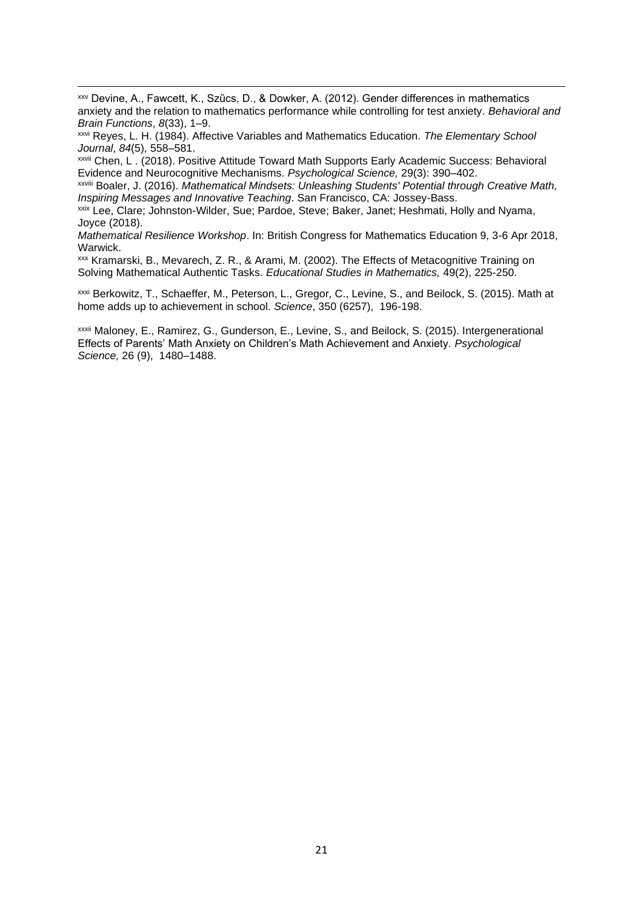[xxv] Devine, A., Fawcett, K., Szűcs, D., & Dowker, A. (2012). Gender differences in mathematics anxiety and the relation to mathematics performance while controlling for test anxiety. *Behavioral and Brain Functions*, *8*(33), 1–9.

[xxvi] Reyes, L. H. (1984). Affective Variables and Mathematics Education. *The Elementary School Journal*, *84*(5), 558–581.

[xxvii] Chen, L . (2018). Positive Attitude Toward Math Supports Early Academic Success: Behavioral Evidence and Neurocognitive Mechanisms. *Psychological Science,* 29(3): 390–402.

[xxviii] Boaler, J. (2016). *Mathematical Mindsets: Unleashing Students' Potential through Creative Math, Inspiring Messages and Innovative Teaching*. San Francisco, CA: Jossey-Bass.

[xxix] Lee, Clare; Johnston-Wilder, Sue; Pardoe, Steve; Baker, Janet; Heshmati, Holly and Nyama, Joyce (2018).
*Mathematical Resilience Workshop*. In: British Congress for Mathematics Education 9, 3-6 Apr 2018, Warwick.

[xxx] Kramarski, B., Mevarech, Z. R., & Arami, M. (2002). The Effects of Metacognitive Training on Solving Mathematical Authentic Tasks. *Educational Studies in Mathematics,* 49(2), 225-250.

[xxxi] Berkowitz, T., Schaeffer, M., Peterson, L., Gregor, C., Levine, S., and Beilock, S. (2015). Math at home adds up to achievement in school. *Science*, 350 (6257), 196-198.

[xxxii] Maloney, E., Ramirez, G., Gunderson, E., Levine, S., and Beilock, S. (2015). Intergenerational Effects of Parents' Math Anxiety on Children's Math Achievement and Anxiety. *Psychological Science,* 26 (9), 1480–1488.